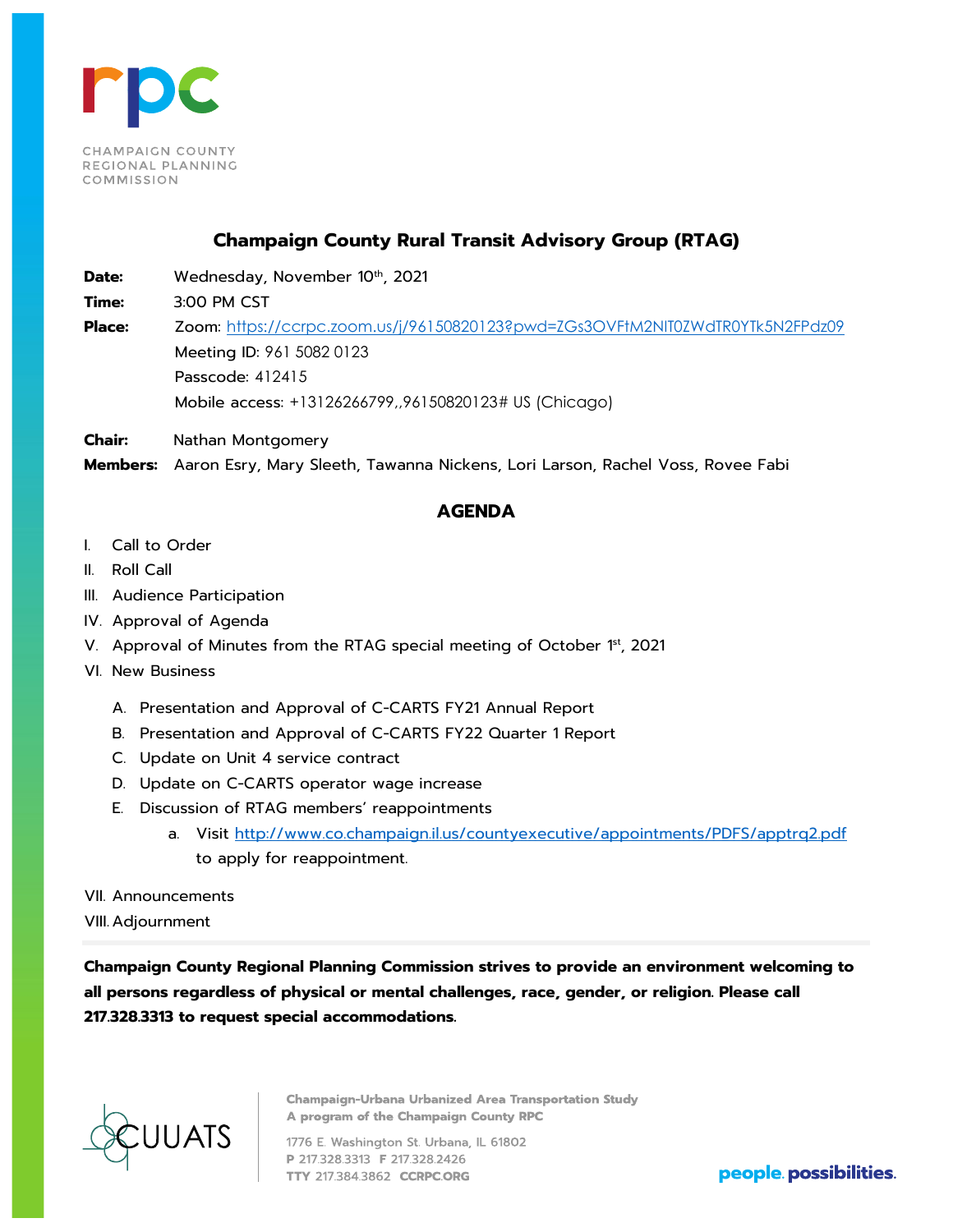CHAMPAIGN COUNTY REGIONAL PLANNING COMMISSION

# Champaign County Rural Transit Advisory Group (RTAG)

**Date:** Wednesday, November 10th, 2021

**Time:** 3:00 PM CST

**Place:** Zoom: https://ccrpc.zoom.us/j/96150820123?pwd=ZGs3OVFtM2NIT0ZWdTR0YTk5N2FPdz09
Meeting ID: 961 5082 0123
Passcode: 412415
Mobile access: +13126266799,,96150820123# US (Chicago)

**Chair:** Nathan Montgomery

**Members:** Aaron Esry, Mary Sleeth, Tawanna Nickens, Lori Larson, Rachel Voss, Rovee Fabi

## AGENDA

I. Call to Order

II. Roll Call

III. Audience Participation

IV. Approval of Agenda

V. Approval of Minutes from the RTAG special meeting of October 1st, 2021

VI. New Business

   A. Presentation and Approval of C-CARTS FY21 Annual Report

   B. Presentation and Approval of C-CARTS FY22 Quarter 1 Report

   C. Update on Unit 4 service contract

   D. Update on C-CARTS operator wage increase

   E. Discussion of RTAG members' reappointments

      a. Visit http://www.co.champaign.il.us/countyexecutive/appointments/PDFS/apptrq2.pdf to apply for reappointment.

VII. Announcements

VIII. Adjournment

**Champaign County Regional Planning Commission strives to provide an environment welcoming to all persons regardless of physical or mental challenges, race, gender, or religion. Please call 217.328.3313 to request special accommodations.**

CUUATS

**Champaign-Urbana Urbanized Area Transportation Study**
**A program of the Champaign County RPC**

1776 E. Washington St. Urbana, IL 61802
**P** 217.328.3313 **F** 217.328.2426
**TTY** 217.384.3862 **CCRPC.ORG**

**people. possibilities.**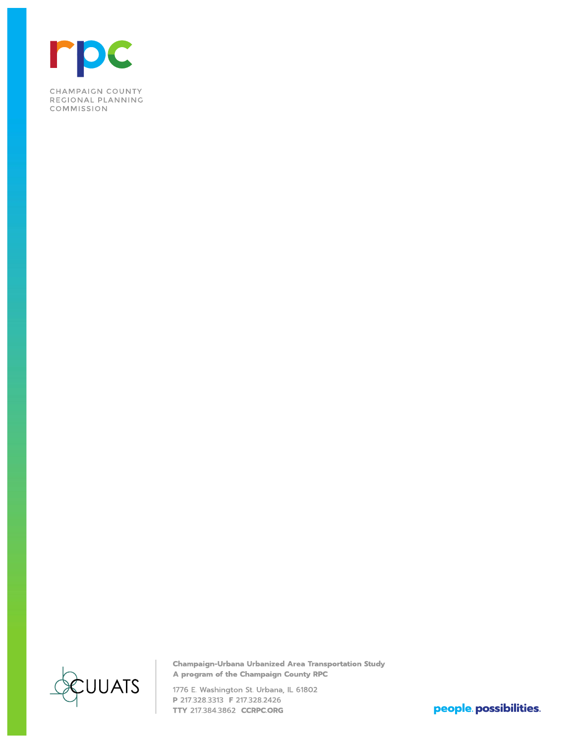CHAMPAIGN COUNTY
REGIONAL PLANNING
COMMISSION

CUUATS

**Champaign-Urbana Urbanized Area Transportation Study**
**A program of the Champaign County RPC**

1776 E. Washington St. Urbana, IL 61802
**P** 217.328.3313 **F** 217.328.2426
**TTY** 217.384.3862 **CCRPC.ORG**

**people. possibilities.**